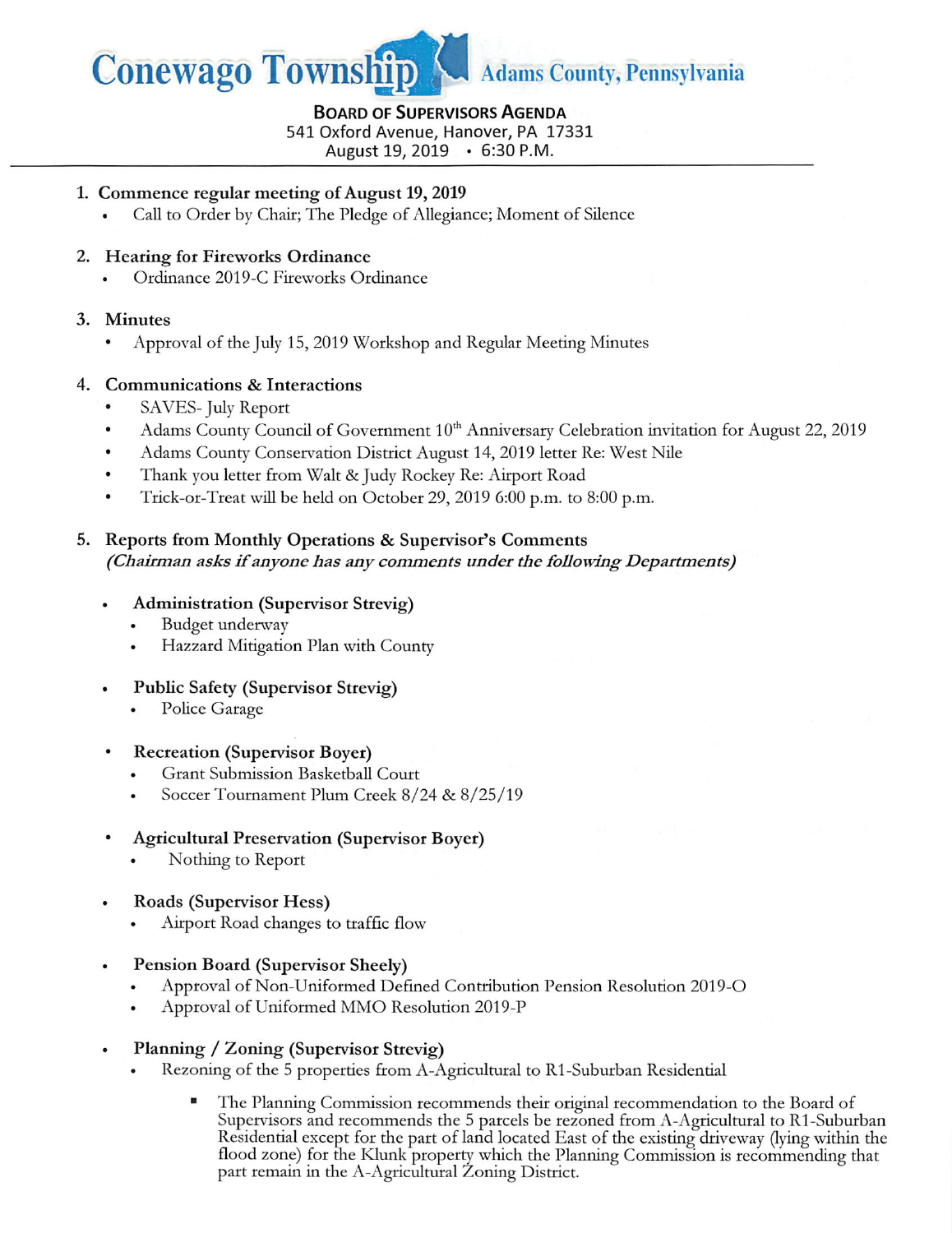# Conewago Township Adams County, Pennsylvania

**BOARD OF SUPERVISORS AGENDA**
541 Oxford Avenue, Hanover, PA 17331
August 19, 2019 • 6:30 P.M.

1. **Commence regular meeting of August 19, 2019**
   - Call to Order by Chair; The Pledge of Allegiance; Moment of Silence

2. **Hearing for Fireworks Ordinance**
   - Ordinance 2019-C Fireworks Ordinance

3. **Minutes**
   - Approval of the July 15, 2019 Workshop and Regular Meeting Minutes

4. **Communications & Interactions**
   - SAVES- July Report
   - Adams County Council of Government 10th Anniversary Celebration invitation for August 22, 2019
   - Adams County Conservation District August 14, 2019 letter Re: West Nile
   - Thank you letter from Walt & Judy Rockey Re: Airport Road
   - Trick-or-Treat will be held on October 29, 2019 6:00 p.m. to 8:00 p.m.

5. **Reports from Monthly Operations & Supervisor's Comments**
   ***(Chairman asks if anyone has any comments under the following Departments)***

   - **Administration (Supervisor Strevig)**
     - Budget underway
     - Hazzard Mitigation Plan with County

   - **Public Safety (Supervisor Strevig)**
     - Police Garage

   - **Recreation (Supervisor Boyer)**
     - Grant Submission Basketball Court
     - Soccer Tournament Plum Creek 8/24 & 8/25/19

   - **Agricultural Preservation (Supervisor Boyer)**
     - Nothing to Report

   - **Roads (Supervisor Hess)**
     - Airport Road changes to traffic flow

   - **Pension Board (Supervisor Sheely)**
     - Approval of Non-Uniformed Defined Contribution Pension Resolution 2019-O
     - Approval of Uniformed MMO Resolution 2019-P

   - **Planning / Zoning (Supervisor Strevig)**
     - Rezoning of the 5 properties from A-Agricultural to R1-Suburban Residential
       - The Planning Commission recommends their original recommendation to the Board of Supervisors and recommends the 5 parcels be rezoned from A-Agricultural to R1-Suburban Residential except for the part of land located East of the existing driveway (lying within the flood zone) for the Klunk property which the Planning Commission is recommending that part remain in the A-Agricultural Zoning District.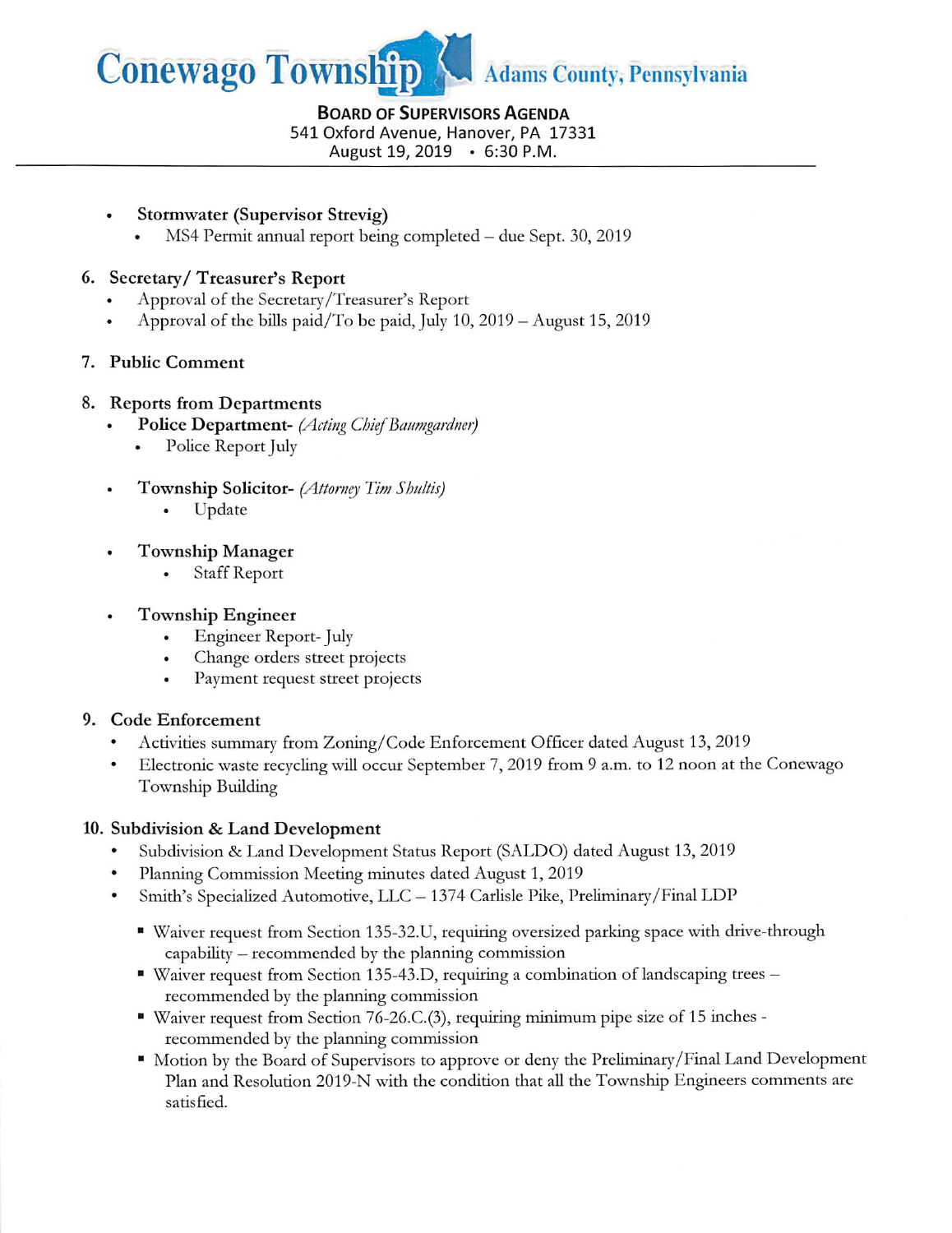# Conewago Township — Adams County, Pennsylvania

**BOARD OF SUPERVISORS AGENDA**
541 Oxford Avenue, Hanover, PA 17331
August 19, 2019 • 6:30 P.M.

---

- **Stormwater (Supervisor Strevig)**
  - MS4 Permit annual report being completed – due Sept. 30, 2019

6. **Secretary/ Treasurer's Report**
   - Approval of the Secretary/Treasurer's Report
   - Approval of the bills paid/To be paid, July 10, 2019 – August 15, 2019

7. **Public Comment**

8. **Reports from Departments**
   - **Police Department-** *(Acting Chief Baumgardner)*
     - Police Report July
   - **Township Solicitor-** *(Attorney Tim Shultis)*
     - Update
   - **Township Manager**
     - Staff Report
   - **Township Engineer**
     - Engineer Report- July
     - Change orders street projects
     - Payment request street projects

9. **Code Enforcement**
   - Activities summary from Zoning/Code Enforcement Officer dated August 13, 2019
   - Electronic waste recycling will occur September 7, 2019 from 9 a.m. to 12 noon at the Conewago Township Building

10. **Subdivision & Land Development**
    - Subdivision & Land Development Status Report (SALDO) dated August 13, 2019
    - Planning Commission Meeting minutes dated August 1, 2019
    - Smith's Specialized Automotive, LLC – 1374 Carlisle Pike, Preliminary/Final LDP
      - Waiver request from Section 135-32.U, requiring oversized parking space with drive-through capability – recommended by the planning commission
      - Waiver request from Section 135-43.D, requiring a combination of landscaping trees – recommended by the planning commission
      - Waiver request from Section 76-26.C.(3), requiring minimum pipe size of 15 inches - recommended by the planning commission
      - Motion by the Board of Supervisors to approve or deny the Preliminary/Final Land Development Plan and Resolution 2019-N with the condition that all the Township Engineers comments are satisfied.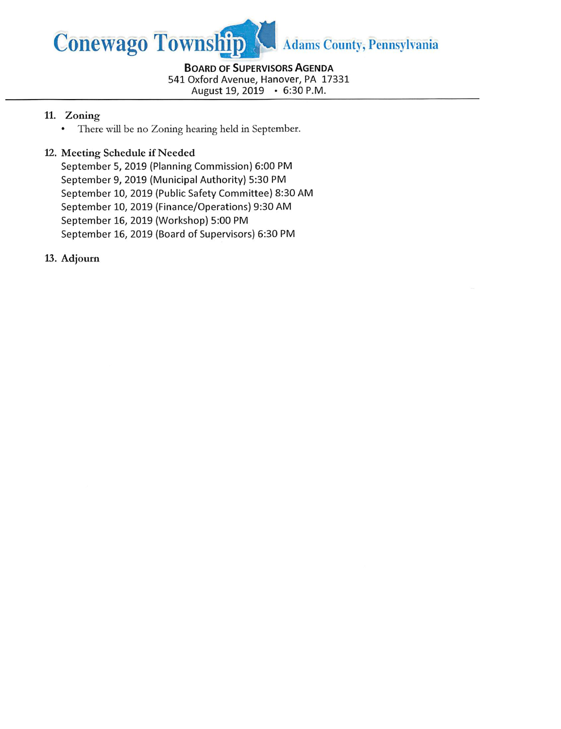# Conewago Township Adams County, Pennsylvania

**BOARD OF SUPERVISORS AGENDA**
541 Oxford Avenue, Hanover, PA 17331
August 19, 2019 • 6:30 P.M.

**11. Zoning**

- There will be no Zoning hearing held in September.

**12. Meeting Schedule if Needed**

September 5, 2019 (Planning Commission) 6:00 PM
September 9, 2019 (Municipal Authority) 5:30 PM
September 10, 2019 (Public Safety Committee) 8:30 AM
September 10, 2019 (Finance/Operations) 9:30 AM
September 16, 2019 (Workshop) 5:00 PM
September 16, 2019 (Board of Supervisors) 6:30 PM

**13. Adjourn**